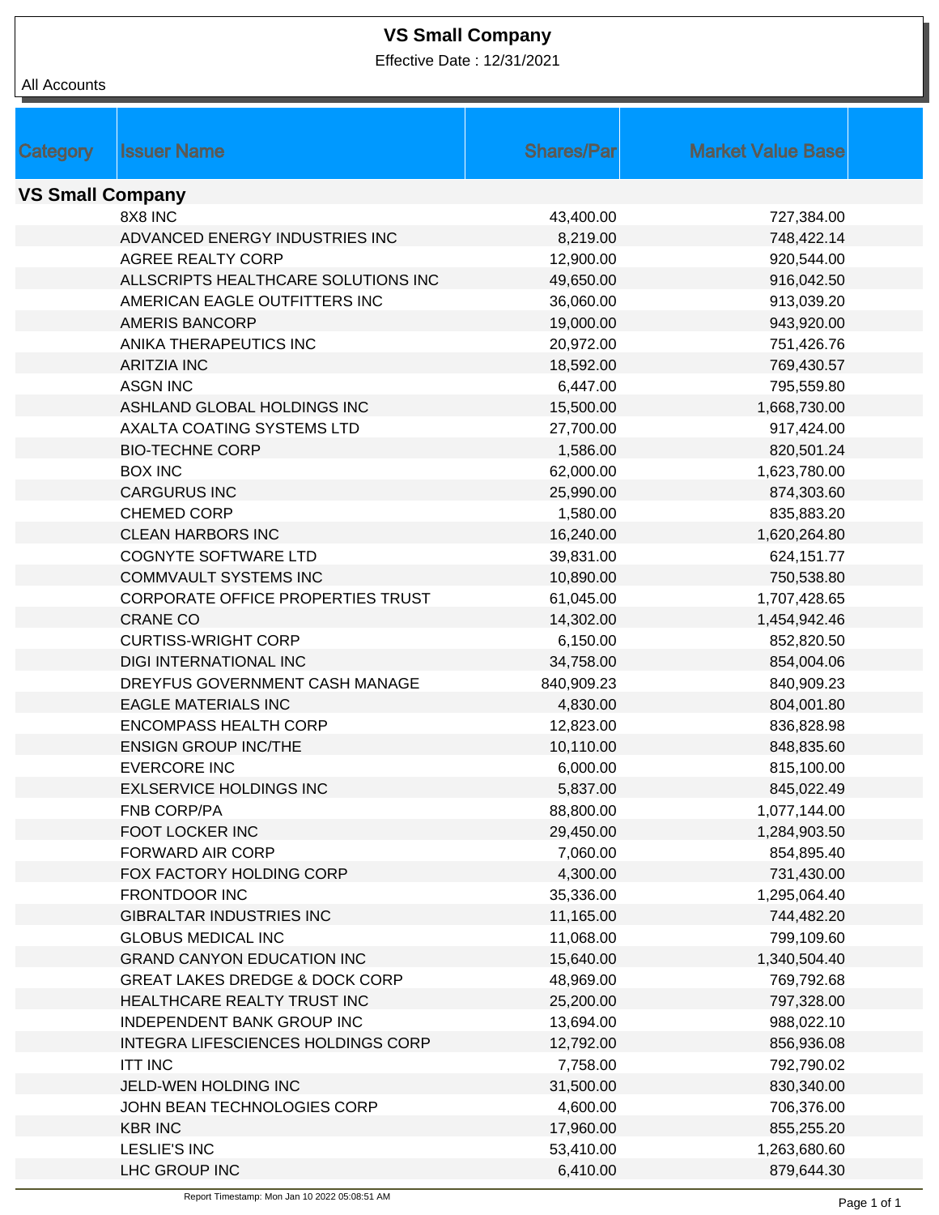# VS Small Company

Effective Date : 12/31/2021

All Accounts

| Category | Issuer Name | Shares/Par | Market Value Base |
|---|---|---|---|
| **VS Small Company** | | | |
| | 8X8 INC | 43,400.00 | 727,384.00 |
| | ADVANCED ENERGY INDUSTRIES INC | 8,219.00 | 748,422.14 |
| | AGREE REALTY CORP | 12,900.00 | 920,544.00 |
| | ALLSCRIPTS HEALTHCARE SOLUTIONS INC | 49,650.00 | 916,042.50 |
| | AMERICAN EAGLE OUTFITTERS INC | 36,060.00 | 913,039.20 |
| | AMERIS BANCORP | 19,000.00 | 943,920.00 |
| | ANIKA THERAPEUTICS INC | 20,972.00 | 751,426.76 |
| | ARITZIA INC | 18,592.00 | 769,430.57 |
| | ASGN INC | 6,447.00 | 795,559.80 |
| | ASHLAND GLOBAL HOLDINGS INC | 15,500.00 | 1,668,730.00 |
| | AXALTA COATING SYSTEMS LTD | 27,700.00 | 917,424.00 |
| | BIO-TECHNE CORP | 1,586.00 | 820,501.24 |
| | BOX INC | 62,000.00 | 1,623,780.00 |
| | CARGURUS INC | 25,990.00 | 874,303.60 |
| | CHEMED CORP | 1,580.00 | 835,883.20 |
| | CLEAN HARBORS INC | 16,240.00 | 1,620,264.80 |
| | COGNYTE SOFTWARE LTD | 39,831.00 | 624,151.77 |
| | COMMVAULT SYSTEMS INC | 10,890.00 | 750,538.80 |
| | CORPORATE OFFICE PROPERTIES TRUST | 61,045.00 | 1,707,428.65 |
| | CRANE CO | 14,302.00 | 1,454,942.46 |
| | CURTISS-WRIGHT CORP | 6,150.00 | 852,820.50 |
| | DIGI INTERNATIONAL INC | 34,758.00 | 854,004.06 |
| | DREYFUS GOVERNMENT CASH MANAGE | 840,909.23 | 840,909.23 |
| | EAGLE MATERIALS INC | 4,830.00 | 804,001.80 |
| | ENCOMPASS HEALTH CORP | 12,823.00 | 836,828.98 |
| | ENSIGN GROUP INC/THE | 10,110.00 | 848,835.60 |
| | EVERCORE INC | 6,000.00 | 815,100.00 |
| | EXLSERVICE HOLDINGS INC | 5,837.00 | 845,022.49 |
| | FNB CORP/PA | 88,800.00 | 1,077,144.00 |
| | FOOT LOCKER INC | 29,450.00 | 1,284,903.50 |
| | FORWARD AIR CORP | 7,060.00 | 854,895.40 |
| | FOX FACTORY HOLDING CORP | 4,300.00 | 731,430.00 |
| | FRONTDOOR INC | 35,336.00 | 1,295,064.40 |
| | GIBRALTAR INDUSTRIES INC | 11,165.00 | 744,482.20 |
| | GLOBUS MEDICAL INC | 11,068.00 | 799,109.60 |
| | GRAND CANYON EDUCATION INC | 15,640.00 | 1,340,504.40 |
| | GREAT LAKES DREDGE & DOCK CORP | 48,969.00 | 769,792.68 |
| | HEALTHCARE REALTY TRUST INC | 25,200.00 | 797,328.00 |
| | INDEPENDENT BANK GROUP INC | 13,694.00 | 988,022.10 |
| | INTEGRA LIFESCIENCES HOLDINGS CORP | 12,792.00 | 856,936.08 |
| | ITT INC | 7,758.00 | 792,790.02 |
| | JELD-WEN HOLDING INC | 31,500.00 | 830,340.00 |
| | JOHN BEAN TECHNOLOGIES CORP | 4,600.00 | 706,376.00 |
| | KBR INC | 17,960.00 | 855,255.20 |
| | LESLIE'S INC | 53,410.00 | 1,263,680.60 |
| | LHC GROUP INC | 6,410.00 | 879,644.30 |

Report Timestamp: Mon Jan 10 2022 05:08:51 AM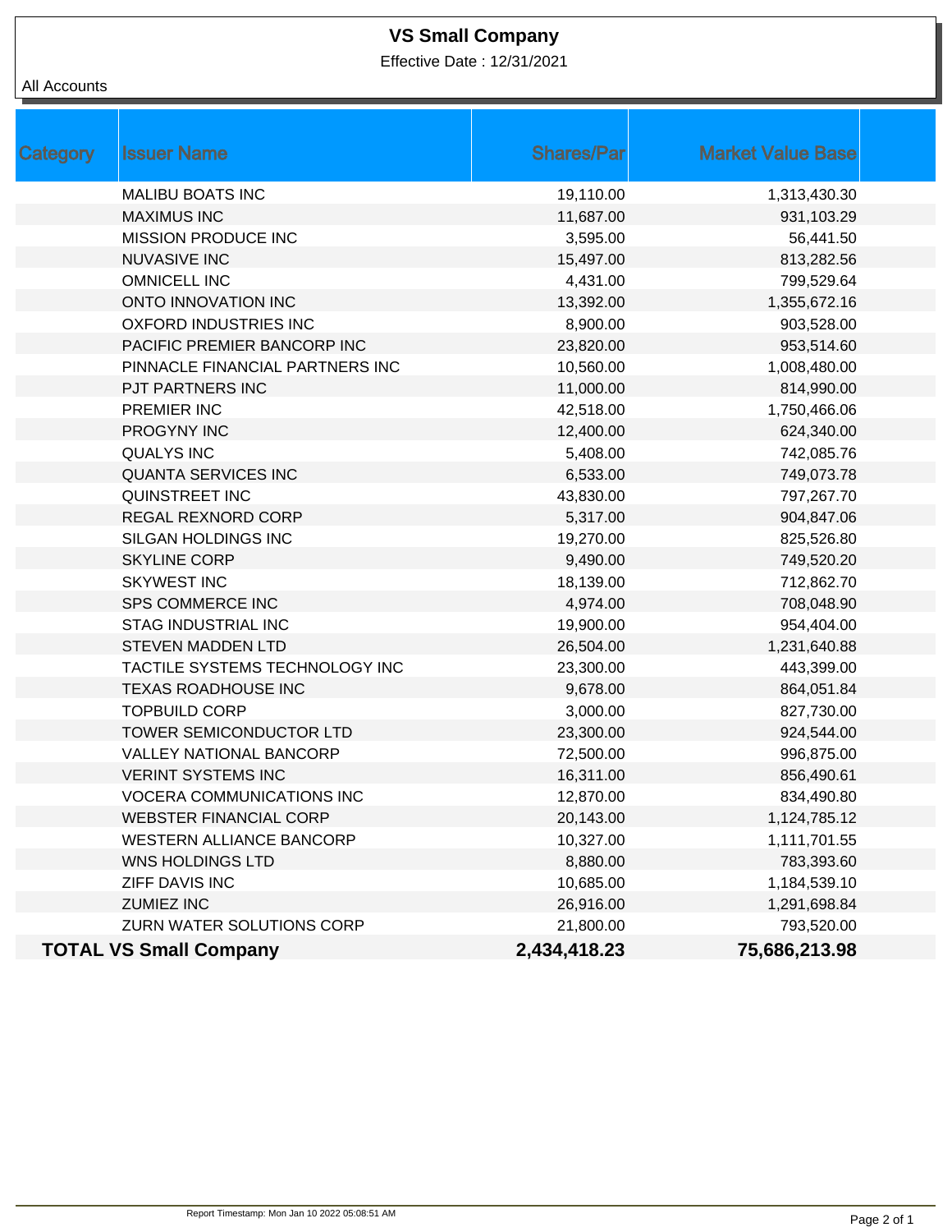# VS Small Company

Effective Date : 12/31/2021

All Accounts

| Category | Issuer Name | Shares/Par | Market Value Base |
|---|---|---|---|
| | MALIBU BOATS INC | 19,110.00 | 1,313,430.30 |
| | MAXIMUS INC | 11,687.00 | 931,103.29 |
| | MISSION PRODUCE INC | 3,595.00 | 56,441.50 |
| | NUVASIVE INC | 15,497.00 | 813,282.56 |
| | OMNICELL INC | 4,431.00 | 799,529.64 |
| | ONTO INNOVATION INC | 13,392.00 | 1,355,672.16 |
| | OXFORD INDUSTRIES INC | 8,900.00 | 903,528.00 |
| | PACIFIC PREMIER BANCORP INC | 23,820.00 | 953,514.60 |
| | PINNACLE FINANCIAL PARTNERS INC | 10,560.00 | 1,008,480.00 |
| | PJT PARTNERS INC | 11,000.00 | 814,990.00 |
| | PREMIER INC | 42,518.00 | 1,750,466.06 |
| | PROGYNY INC | 12,400.00 | 624,340.00 |
| | QUALYS INC | 5,408.00 | 742,085.76 |
| | QUANTA SERVICES INC | 6,533.00 | 749,073.78 |
| | QUINSTREET INC | 43,830.00 | 797,267.70 |
| | REGAL REXNORD CORP | 5,317.00 | 904,847.06 |
| | SILGAN HOLDINGS INC | 19,270.00 | 825,526.80 |
| | SKYLINE CORP | 9,490.00 | 749,520.20 |
| | SKYWEST INC | 18,139.00 | 712,862.70 |
| | SPS COMMERCE INC | 4,974.00 | 708,048.90 |
| | STAG INDUSTRIAL INC | 19,900.00 | 954,404.00 |
| | STEVEN MADDEN LTD | 26,504.00 | 1,231,640.88 |
| | TACTILE SYSTEMS TECHNOLOGY INC | 23,300.00 | 443,399.00 |
| | TEXAS ROADHOUSE INC | 9,678.00 | 864,051.84 |
| | TOPBUILD CORP | 3,000.00 | 827,730.00 |
| | TOWER SEMICONDUCTOR LTD | 23,300.00 | 924,544.00 |
| | VALLEY NATIONAL BANCORP | 72,500.00 | 996,875.00 |
| | VERINT SYSTEMS INC | 16,311.00 | 856,490.61 |
| | VOCERA COMMUNICATIONS INC | 12,870.00 | 834,490.80 |
| | WEBSTER FINANCIAL CORP | 20,143.00 | 1,124,785.12 |
| | WESTERN ALLIANCE BANCORP | 10,327.00 | 1,111,701.55 |
| | WNS HOLDINGS LTD | 8,880.00 | 783,393.60 |
| | ZIFF DAVIS INC | 10,685.00 | 1,184,539.10 |
| | ZUMIEZ INC | 26,916.00 | 1,291,698.84 |
| | ZURN WATER SOLUTIONS CORP | 21,800.00 | 793,520.00 |
| **TOTAL VS Small Company** | | **2,434,418.23** | **75,686,213.98** |

Report Timestamp: Mon Jan 10 2022 05:08:51 AM